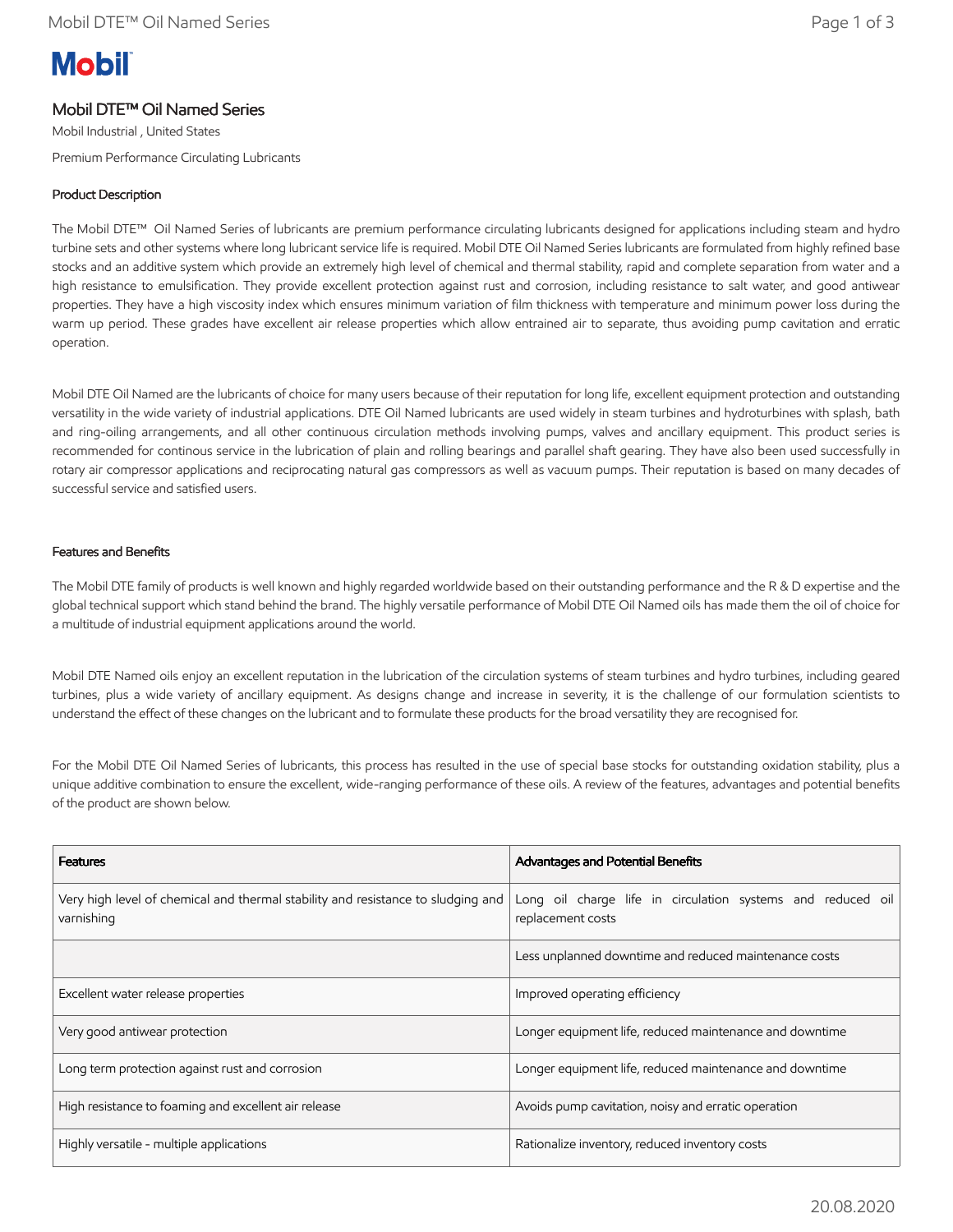Mobil

# Mobil DTE™ Oil Named Series

Mobil Industrial , United States

Premium Performance Circulating Lubricants

## Product Description

The Mobil DTE™ Oil Named Series of lubricants are premium performance circulating lubricants designed for applications including steam and hydro turbine sets and other systems where long lubricant service life is required. Mobil DTE Oil Named Series lubricants are formulated from highly refined base stocks and an additive system which provide an extremely high level of chemical and thermal stability, rapid and complete separation from water and a high resistance to emulsification. They provide excellent protection against rust and corrosion, including resistance to salt water, and good antiwear properties. They have a high viscosity index which ensures minimum variation of film thickness with temperature and minimum power loss during the warm up period. These grades have excellent air release properties which allow entrained air to separate, thus avoiding pump cavitation and erratic operation.

Mobil DTE Oil Named are the lubricants of choice for many users because of their reputation for long life, excellent equipment protection and outstanding versatility in the wide variety of industrial applications. DTE Oil Named lubricants are used widely in steam turbines and hydroturbines with splash, bath and ring-oiling arrangements, and all other continuous circulation methods involving pumps, valves and ancillary equipment. This product series is recommended for continous service in the lubrication of plain and rolling bearings and parallel shaft gearing. They have also been used successfully in rotary air compressor applications and reciprocating natural gas compressors as well as vacuum pumps. Their reputation is based on many decades of successful service and satisfied users.

## Features and Benefits

The Mobil DTE family of products is well known and highly regarded worldwide based on their outstanding performance and the R & D expertise and the global technical support which stand behind the brand. The highly versatile performance of Mobil DTE Oil Named oils has made them the oil of choice for a multitude of industrial equipment applications around the world.

Mobil DTE Named oils enjoy an excellent reputation in the lubrication of the circulation systems of steam turbines and hydro turbines, including geared turbines, plus a wide variety of ancillary equipment. As designs change and increase in severity, it is the challenge of our formulation scientists to understand the effect of these changes on the lubricant and to formulate these products for the broad versatility they are recognised for.

For the Mobil DTE Oil Named Series of lubricants, this process has resulted in the use of special base stocks for outstanding oxidation stability, plus a unique additive combination to ensure the excellent, wide-ranging performance of these oils. A review of the features, advantages and potential benefits of the product are shown below.

| Features | Advantages and Potential Benefits |
|---|---|
| Very high level of chemical and thermal stability and resistance to sludging and varnishing | Long oil charge life in circulation systems and reduced oil replacement costs |
| | Less unplanned downtime and reduced maintenance costs |
| Excellent water release properties | Improved operating efficiency |
| Very good antiwear protection | Longer equipment life, reduced maintenance and downtime |
| Long term protection against rust and corrosion | Longer equipment life, reduced maintenance and downtime |
| High resistance to foaming and excellent air release | Avoids pump cavitation, noisy and erratic operation |
| Highly versatile - multiple applications | Rationalize inventory, reduced inventory costs |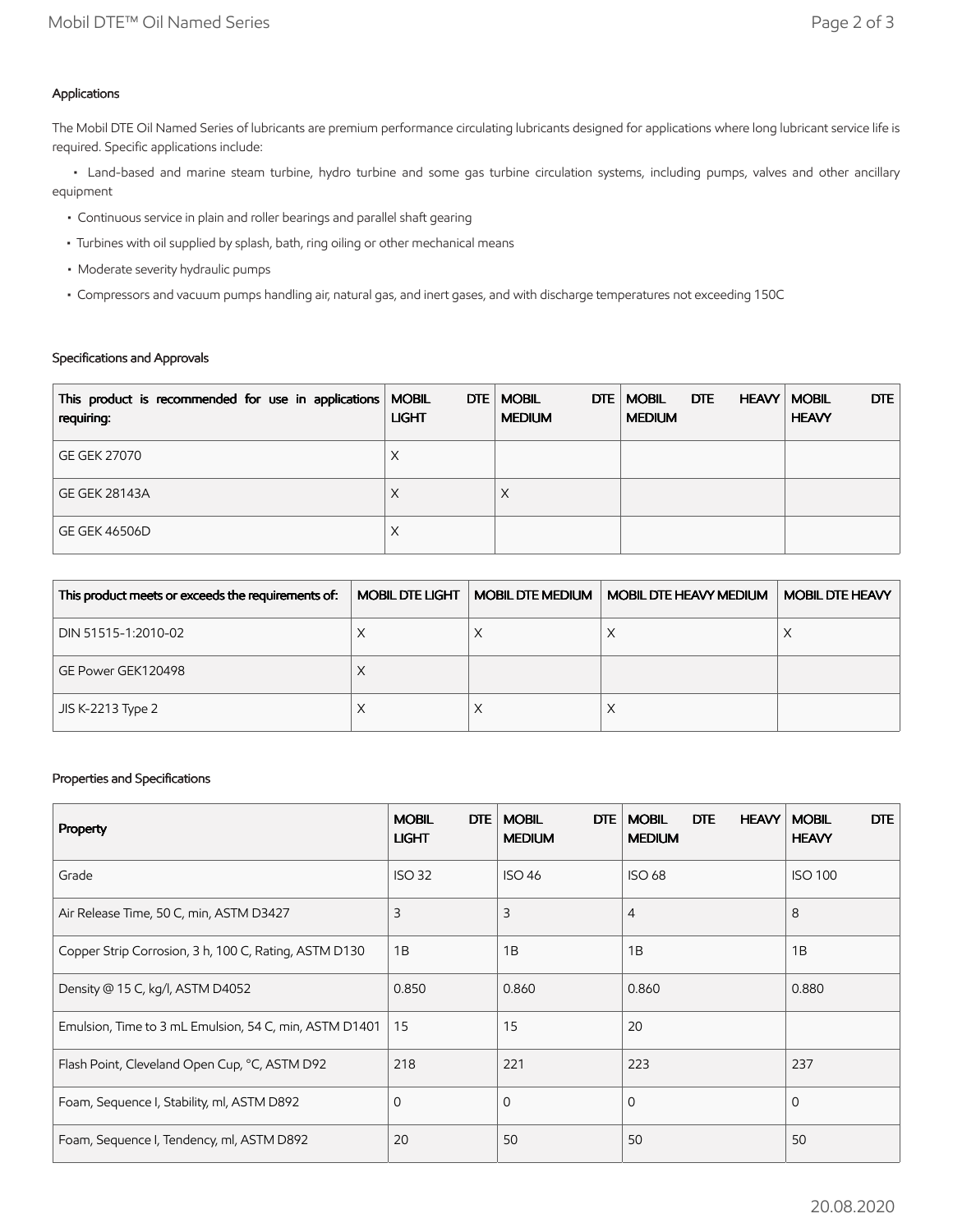### Applications

The Mobil DTE Oil Named Series of lubricants are premium performance circulating lubricants designed for applications where long lubricant service life is required. Specific applications include:

- Land-based and marine steam turbine, hydro turbine and some gas turbine circulation systems, including pumps, valves and other ancillary equipment
- Continuous service in plain and roller bearings and parallel shaft gearing
- Turbines with oil supplied by splash, bath, ring oiling or other mechanical means
- Moderate severity hydraulic pumps
- Compressors and vacuum pumps handling air, natural gas, and inert gases, and with discharge temperatures not exceeding 150C

### Specifications and Approvals

| This product is recommended for use in applications requiring: | MOBIL DTE LIGHT | MOBIL DTE MEDIUM | MOBIL DTE HEAVY MEDIUM | MOBIL DTE HEAVY |
|---|---|---|---|---|
| GE GEK 27070 | X | | | |
| GE GEK 28143A | X | X | | |
| GE GEK 46506D | X | | | |

| This product meets or exceeds the requirements of: | MOBIL DTE LIGHT | MOBIL DTE MEDIUM | MOBIL DTE HEAVY MEDIUM | MOBIL DTE HEAVY |
|---|---|---|---|---|
| DIN 51515-1:2010-02 | X | X | X | X |
| GE Power GEK120498 | X | | | |
| JIS K-2213 Type 2 | X | X | X | |

### Properties and Specifications

| Property | MOBIL DTE LIGHT | MOBIL DTE MEDIUM | MOBIL DTE HEAVY MEDIUM | MOBIL DTE HEAVY |
|---|---|---|---|---|
| Grade | ISO 32 | ISO 46 | ISO 68 | ISO 100 |
| Air Release Time, 50 C, min, ASTM D3427 | 3 | 3 | 4 | 8 |
| Copper Strip Corrosion, 3 h, 100 C, Rating, ASTM D130 | 1B | 1B | 1B | 1B |
| Density @ 15 C, kg/l, ASTM D4052 | 0.850 | 0.860 | 0.860 | 0.880 |
| Emulsion, Time to 3 mL Emulsion, 54 C, min, ASTM D1401 | 15 | 15 | 20 | |
| Flash Point, Cleveland Open Cup, °C, ASTM D92 | 218 | 221 | 223 | 237 |
| Foam, Sequence I, Stability, ml, ASTM D892 | 0 | 0 | 0 | 0 |
| Foam, Sequence I, Tendency, ml, ASTM D892 | 20 | 50 | 50 | 50 |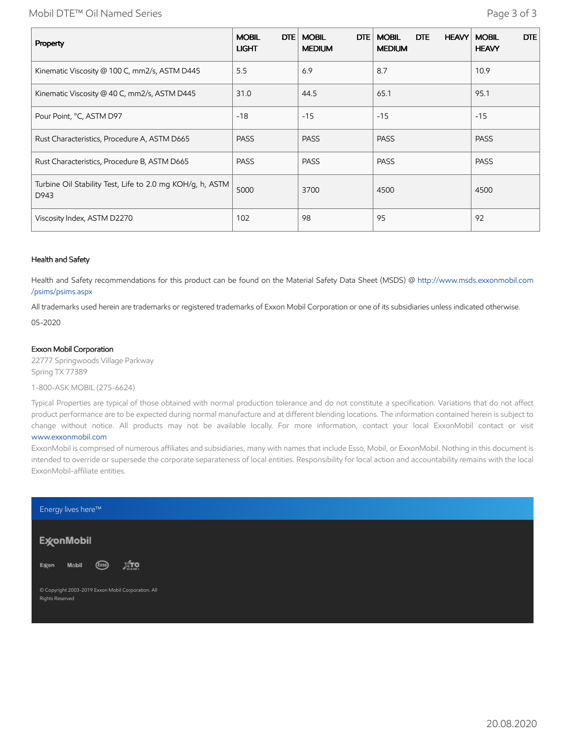| Property | MOBIL DTE LIGHT | MOBIL DTE MEDIUM | MOBIL DTE HEAVY MEDIUM | MOBIL DTE HEAVY |
|---|---|---|---|---|
| Kinematic Viscosity @ 100 C, mm2/s, ASTM D445 | 5.5 | 6.9 | 8.7 | 10.9 |
| Kinematic Viscosity @ 40 C, mm2/s, ASTM D445 | 31.0 | 44.5 | 65.1 | 95.1 |
| Pour Point, °C, ASTM D97 | -18 | -15 | -15 | -15 |
| Rust Characteristics, Procedure A, ASTM D665 | PASS | PASS | PASS | PASS |
| Rust Characteristics, Procedure B, ASTM D665 | PASS | PASS | PASS | PASS |
| Turbine Oil Stability Test, Life to 2.0 mg KOH/g, h, ASTM D943 | 5000 | 3700 | 4500 | 4500 |
| Viscosity Index, ASTM D2270 | 102 | 98 | 95 | 92 |

### Health and Safety

Health and Safety recommendations for this product can be found on the Material Safety Data Sheet (MSDS) @ http://www.msds.exxonmobil.com/psims/psims.aspx

All trademarks used herein are trademarks or registered trademarks of Exxon Mobil Corporation or one of its subsidiaries unless indicated otherwise.

05-2020

**Exxon Mobil Corporation**

22777 Springwoods Village Parkway
Spring TX 77389

1-800-ASK MOBIL (275-6624)

Typical Properties are typical of those obtained with normal production tolerance and do not constitute a specification. Variations that do not affect product performance are to be expected during normal manufacture and at different blending locations. The information contained herein is subject to change without notice. All products may not be available locally. For more information, contact your local ExxonMobil contact or visit www.exxonmobil.com

ExxonMobil is comprised of numerous affiliates and subsidiaries, many with names that include Esso, Mobil, or ExxonMobil. Nothing in this document is intended to override or supersede the corporate separateness of local entities. Responsibility for local action and accountability remains with the local ExxonMobil-affiliate entities.

Energy lives here™

ExxonMobil

Exxon Mobil Esso XTO

© Copyright 2003-2019 Exxon Mobil Corporation. All Rights Reserved

20.08.2020